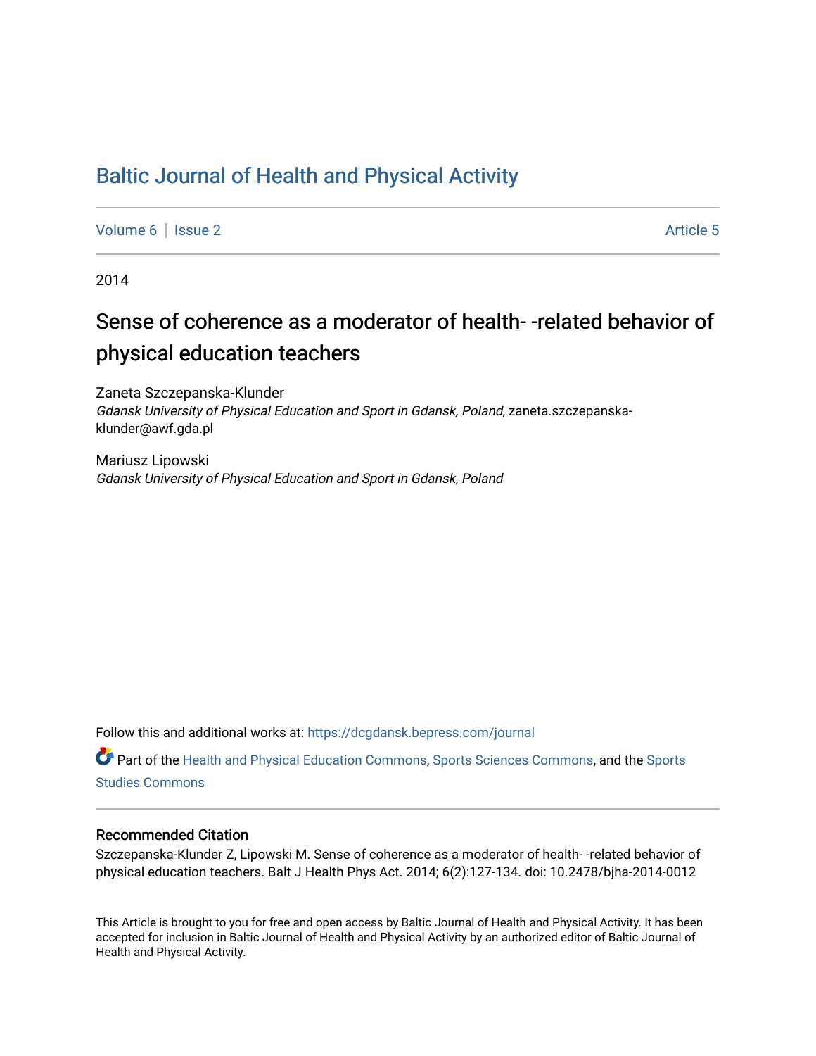# Baltic Journal of Health and Physical Activity

Volume 6 | Issue 2 Article 5

2014

## Sense of coherence as a moderator of health- -related behavior of physical education teachers

Zaneta Szczepanska-Klunder
*Gdansk University of Physical Education and Sport in Gdansk, Poland*, zaneta.szczepanska-klunder@awf.gda.pl

Mariusz Lipowski
*Gdansk University of Physical Education and Sport in Gdansk, Poland*

Follow this and additional works at: https://dcgdansk.bepress.com/journal

Part of the Health and Physical Education Commons, Sports Sciences Commons, and the Sports Studies Commons

### Recommended Citation

Szczepanska-Klunder Z, Lipowski M. Sense of coherence as a moderator of health- -related behavior of physical education teachers. Balt J Health Phys Act. 2014; 6(2):127-134. doi: 10.2478/bjha-2014-0012

This Article is brought to you for free and open access by Baltic Journal of Health and Physical Activity. It has been accepted for inclusion in Baltic Journal of Health and Physical Activity by an authorized editor of Baltic Journal of Health and Physical Activity.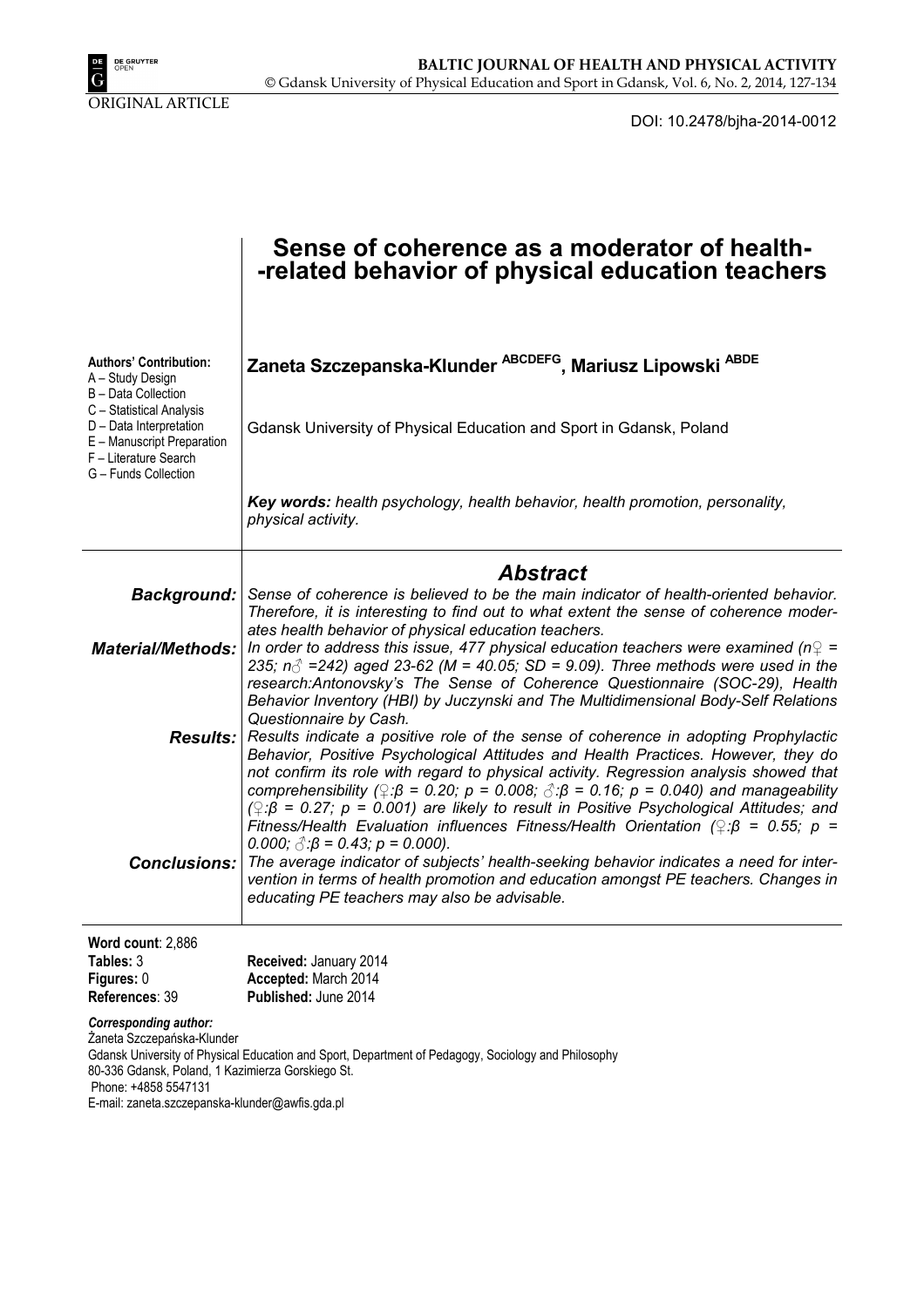ORIGINAL ARTICLE

DOI: 10.2478/bjha-2014-0012

# Sense of coherence as a moderator of health-related behavior of physical education teachers

**Authors' Contribution:**
A – Study Design
B – Data Collection
C – Statistical Analysis
D – Data Interpretation
E – Manuscript Preparation
F – Literature Search
G – Funds Collection

**Zaneta Szczepanska-Klunder ABCDEFG, Mariusz Lipowski ABDE**

Gdansk University of Physical Education and Sport in Gdansk, Poland

***Key words:*** *health psychology, health behavior, health promotion, personality, physical activity.*

## *Abstract*

***Background:*** *Sense of coherence is believed to be the main indicator of health-oriented behavior. Therefore, it is interesting to find out to what extent the sense of coherence moderates health behavior of physical education teachers.*

***Material/Methods:*** *In order to address this issue, 477 physical education teachers were examined (n♀ = 235; n♂ =242) aged 23-62 (M = 40.05; SD = 9.09). Three methods were used in the research:Antonovsky's The Sense of Coherence Questionnaire (SOC-29), Health Behavior Inventory (HBI) by Juczynski and The Multidimensional Body-Self Relations Questionnaire by Cash.*

***Results:*** *Results indicate a positive role of the sense of coherence in adopting Prophylactic Behavior, Positive Psychological Attitudes and Health Practices. However, they do not confirm its role with regard to physical activity. Regression analysis showed that comprehensibility (♀:β = 0.20; p = 0.008; ♂:β = 0.16; p = 0.040) and manageability (♀:β = 0.27; p = 0.001) are likely to result in Positive Psychological Attitudes; and Fitness/Health Evaluation influences Fitness/Health Orientation (♀:β = 0.55; p = 0.000; ♂:β = 0.43; p = 0.000).*

***Conclusions:*** *The average indicator of subjects' health-seeking behavior indicates a need for intervention in terms of health promotion and education amongst PE teachers. Changes in educating PE teachers may also be advisable.*

**Word count**: 2,886
**Tables:** 3
**Figures:** 0
**References**: 39

**Received:** January 2014
**Accepted:** March 2014
**Published:** June 2014

***Corresponding author:***
Żaneta Szczepańska-Klunder
Gdansk University of Physical Education and Sport, Department of Pedagogy, Sociology and Philosophy
80-336 Gdansk, Poland, 1 Kazimierza Gorskiego St.
Phone: +4858 5547131
E-mail: zaneta.szczepanska-klunder@awfis.gda.pl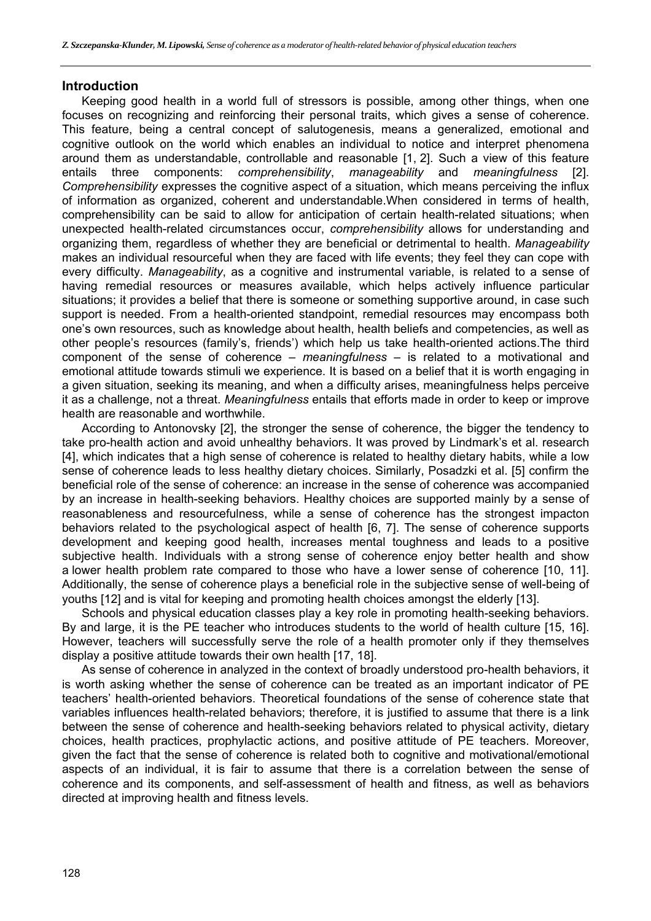## Introduction

Keeping good health in a world full of stressors is possible, among other things, when one focuses on recognizing and reinforcing their personal traits, which gives a sense of coherence. This feature, being a central concept of salutogenesis, means a generalized, emotional and cognitive outlook on the world which enables an individual to notice and interpret phenomena around them as understandable, controllable and reasonable [1, 2]. Such a view of this feature entails three components: *comprehensibility*, *manageability* and *meaningfulness* [2]. *Comprehensibility* expresses the cognitive aspect of a situation, which means perceiving the influx of information as organized, coherent and understandable.When considered in terms of health, comprehensibility can be said to allow for anticipation of certain health-related situations; when unexpected health-related circumstances occur, *comprehensibility* allows for understanding and organizing them, regardless of whether they are beneficial or detrimental to health. *Manageability* makes an individual resourceful when they are faced with life events; they feel they can cope with every difficulty. *Manageability*, as a cognitive and instrumental variable, is related to a sense of having remedial resources or measures available, which helps actively influence particular situations; it provides a belief that there is someone or something supportive around, in case such support is needed. From a health-oriented standpoint, remedial resources may encompass both one's own resources, such as knowledge about health, health beliefs and competencies, as well as other people's resources (family's, friends') which help us take health-oriented actions.The third component of the sense of coherence – *meaningfulness* – is related to a motivational and emotional attitude towards stimuli we experience. It is based on a belief that it is worth engaging in a given situation, seeking its meaning, and when a difficulty arises, meaningfulness helps perceive it as a challenge, not a threat. *Meaningfulness* entails that efforts made in order to keep or improve health are reasonable and worthwhile.

According to Antonovsky [2], the stronger the sense of coherence, the bigger the tendency to take pro-health action and avoid unhealthy behaviors. It was proved by Lindmark's et al. research [4], which indicates that a high sense of coherence is related to healthy dietary habits, while a low sense of coherence leads to less healthy dietary choices. Similarly, Posadzki et al. [5] confirm the beneficial role of the sense of coherence: an increase in the sense of coherence was accompanied by an increase in health-seeking behaviors. Healthy choices are supported mainly by a sense of reasonableness and resourcefulness, while a sense of coherence has the strongest impacton behaviors related to the psychological aspect of health [6, 7]. The sense of coherence supports development and keeping good health, increases mental toughness and leads to a positive subjective health. Individuals with a strong sense of coherence enjoy better health and show a lower health problem rate compared to those who have a lower sense of coherence [10, 11]. Additionally, the sense of coherence plays a beneficial role in the subjective sense of well-being of youths [12] and is vital for keeping and promoting health choices amongst the elderly [13].

Schools and physical education classes play a key role in promoting health-seeking behaviors. By and large, it is the PE teacher who introduces students to the world of health culture [15, 16]. However, teachers will successfully serve the role of a health promoter only if they themselves display a positive attitude towards their own health [17, 18].

As sense of coherence in analyzed in the context of broadly understood pro-health behaviors, it is worth asking whether the sense of coherence can be treated as an important indicator of PE teachers' health-oriented behaviors. Theoretical foundations of the sense of coherence state that variables influences health-related behaviors; therefore, it is justified to assume that there is a link between the sense of coherence and health-seeking behaviors related to physical activity, dietary choices, health practices, prophylactic actions, and positive attitude of PE teachers. Moreover, given the fact that the sense of coherence is related both to cognitive and motivational/emotional aspects of an individual, it is fair to assume that there is a correlation between the sense of coherence and its components, and self-assessment of health and fitness, as well as behaviors directed at improving health and fitness levels.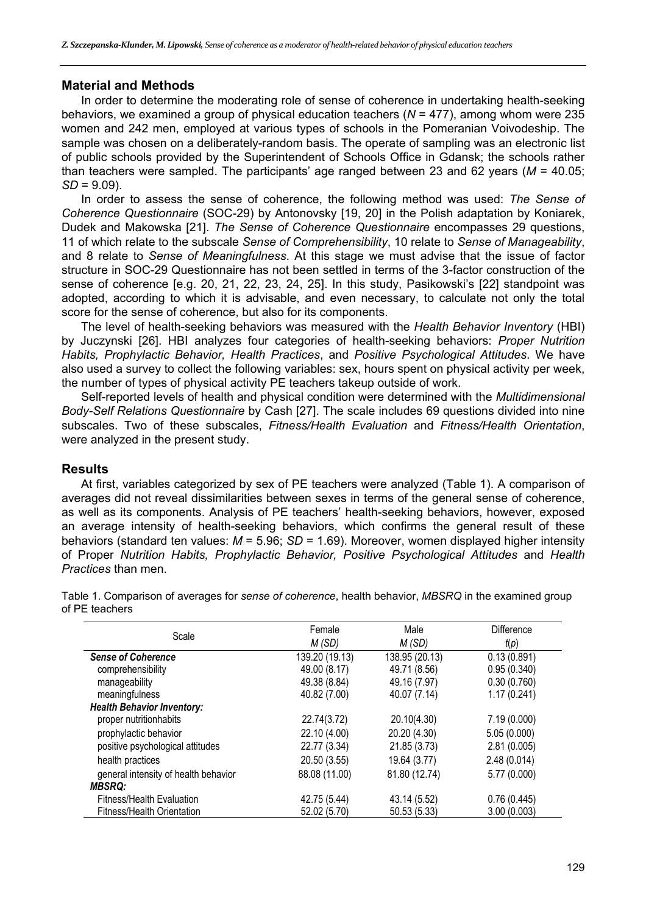## Material and Methods

In order to determine the moderating role of sense of coherence in undertaking health-seeking behaviors, we examined a group of physical education teachers ($N$ = 477), among whom were 235 women and 242 men, employed at various types of schools in the Pomeranian Voivodeship. The sample was chosen on a deliberately-random basis. The operate of sampling was an electronic list of public schools provided by the Superintendent of Schools Office in Gdansk; the schools rather than teachers were sampled. The participants' age ranged between 23 and 62 years ($M$ = 40.05; $SD$ = 9.09).

In order to assess the sense of coherence, the following method was used: *The Sense of Coherence Questionnaire* (SOC-29) by Antonovsky [19, 20] in the Polish adaptation by Koniarek, Dudek and Makowska [21]. *The Sense of Coherence Questionnaire* encompasses 29 questions, 11 of which relate to the subscale *Sense of Comprehensibility*, 10 relate to *Sense of Manageability*, and 8 relate to *Sense of Meaningfulness*. At this stage we must advise that the issue of factor structure in SOC-29 Questionnaire has not been settled in terms of the 3-factor construction of the sense of coherence [e.g. 20, 21, 22, 23, 24, 25]. In this study, Pasikowski's [22] standpoint was adopted, according to which it is advisable, and even necessary, to calculate not only the total score for the sense of coherence, but also for its components.

The level of health-seeking behaviors was measured with the *Health Behavior Inventory* (HBI) by Juczynski [26]. HBI analyzes four categories of health-seeking behaviors: *Proper Nutrition Habits, Prophylactic Behavior, Health Practices*, and *Positive Psychological Attitudes*. We have also used a survey to collect the following variables: sex, hours spent on physical activity per week, the number of types of physical activity PE teachers takeup outside of work.

Self-reported levels of health and physical condition were determined with the *Multidimensional Body-Self Relations Questionnaire* by Cash [27]. The scale includes 69 questions divided into nine subscales. Two of these subscales, *Fitness/Health Evaluation* and *Fitness/Health Orientation*, were analyzed in the present study.

## Results

At first, variables categorized by sex of PE teachers were analyzed (Table 1). A comparison of averages did not reveal dissimilarities between sexes in terms of the general sense of coherence, as well as its components. Analysis of PE teachers' health-seeking behaviors, however, exposed an average intensity of health-seeking behaviors, which confirms the general result of these behaviors (standard ten values: $M$ = 5.96; $SD$ = 1.69). Moreover, women displayed higher intensity of Proper *Nutrition Habits, Prophylactic Behavior, Positive Psychological Attitudes* and *Health Practices* than men.

Table 1. Comparison of averages for *sense of coherence*, health behavior, *MBSRQ* in the examined group of PE teachers

| Scale | Female<br>*M (SD)* | Male<br>*M (SD)* | Difference<br>*t(p)* |
|---|---|---|---|
| ***Sense of Coherence*** | 139.20 (19.13) | 138.95 (20.13) | 0.13 (0.891) |
| comprehensibility | 49.00 (8.17) | 49.71 (8.56) | 0.95 (0.340) |
| manageability | 49.38 (8.84) | 49.16 (7.97) | 0.30 (0.760) |
| meaningfulness | 40.82 (7.00) | 40.07 (7.14) | 1.17 (0.241) |
| ***Health Behavior Inventory:*** | | | |
| proper nutritionhabits | 22.74(3.72) | 20.10(4.30) | 7.19 (0.000) |
| prophylactic behavior | 22.10 (4.00) | 20.20 (4.30) | 5.05 (0.000) |
| positive psychological attitudes | 22.77 (3.34) | 21.85 (3.73) | 2.81 (0.005) |
| health practices | 20.50 (3.55) | 19.64 (3.77) | 2.48 (0.014) |
| general intensity of health behavior | 88.08 (11.00) | 81.80 (12.74) | 5.77 (0.000) |
| ***MBSRQ:*** | | | |
| Fitness/Health Evaluation | 42.75 (5.44) | 43.14 (5.52) | 0.76 (0.445) |
| Fitness/Health Orientation | 52.02 (5.70) | 50.53 (5.33) | 3.00 (0.003) |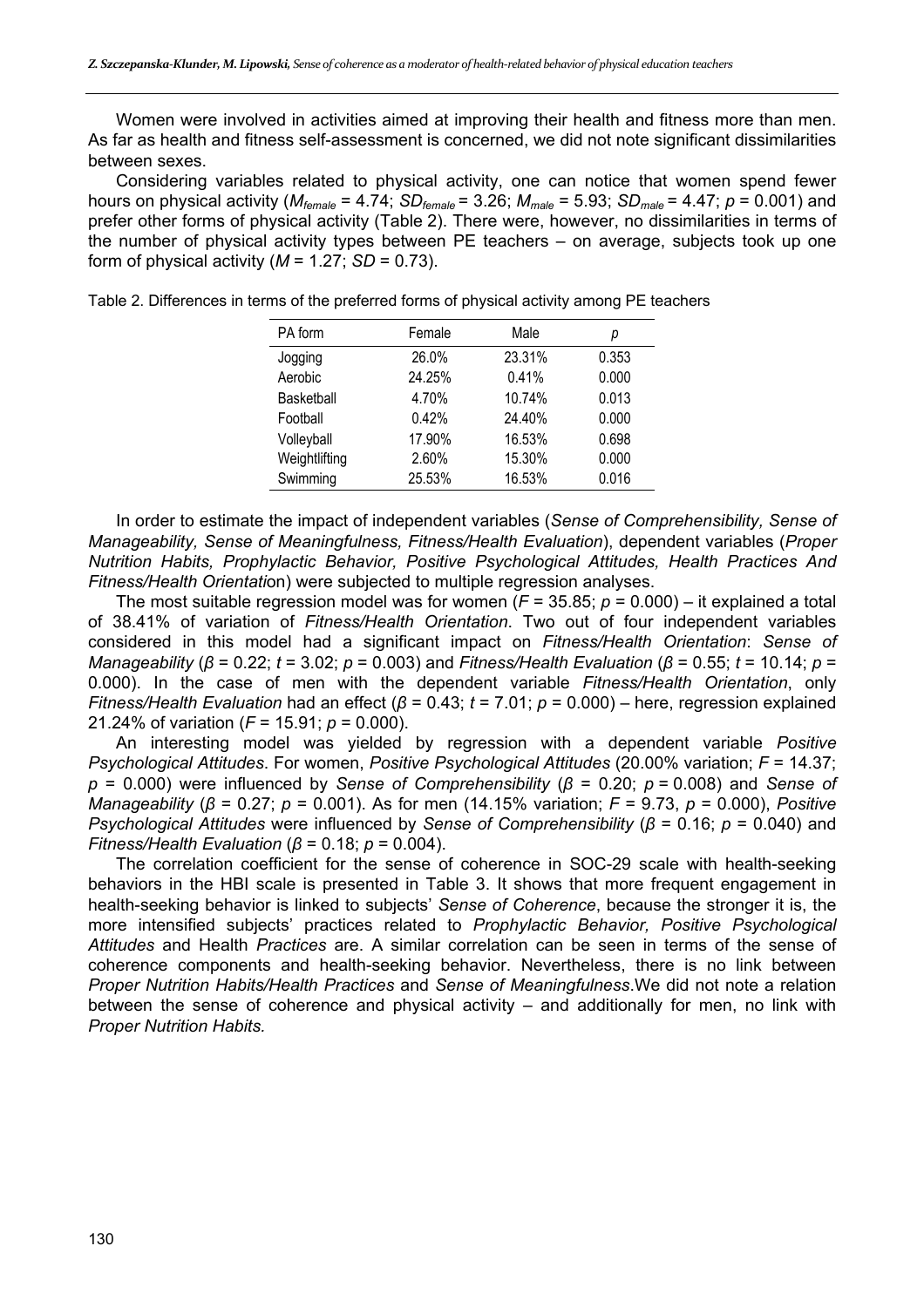Women were involved in activities aimed at improving their health and fitness more than men. As far as health and fitness self-assessment is concerned, we did not note significant dissimilarities between sexes.

Considering variables related to physical activity, one can notice that women spend fewer hours on physical activity ($M_{female}$ = 4.74; $SD_{female}$ = 3.26; $M_{male}$ = 5.93; $SD_{male}$ = 4.47; $p$ = 0.001) and prefer other forms of physical activity (Table 2). There were, however, no dissimilarities in terms of the number of physical activity types between PE teachers – on average, subjects took up one form of physical activity ($M$ = 1.27; $SD$ = 0.73).

Table 2. Differences in terms of the preferred forms of physical activity among PE teachers

| PA form | Female | Male | $p$ |
|---|---|---|---|
| Jogging | 26.0% | 23.31% | 0.353 |
| Aerobic | 24.25% | 0.41% | 0.000 |
| Basketball | 4.70% | 10.74% | 0.013 |
| Football | 0.42% | 24.40% | 0.000 |
| Volleyball | 17.90% | 16.53% | 0.698 |
| Weightlifting | 2.60% | 15.30% | 0.000 |
| Swimming | 25.53% | 16.53% | 0.016 |

In order to estimate the impact of independent variables (*Sense of Comprehensibility, Sense of Manageability, Sense of Meaningfulness, Fitness/Health Evaluation*), dependent variables (*Proper Nutrition Habits, Prophylactic Behavior, Positive Psychological Attitudes, Health Practices And Fitness/Health Orientatio*n) were subjected to multiple regression analyses.

The most suitable regression model was for women ($F$ = 35.85; $p$ = 0.000) – it explained a total of 38.41% of variation of *Fitness/Health Orientation*. Two out of four independent variables considered in this model had a significant impact on *Fitness/Health Orientation*: *Sense of Manageability* ($\beta$ = 0.22; $t$ = 3.02; $p$ = 0.003) and *Fitness/Health Evaluation* ($\beta$ = 0.55; $t$ = 10.14; $p$ = 0.000). In the case of men with the dependent variable *Fitness/Health Orientation*, only *Fitness/Health Evaluation* had an effect ($\beta$ = 0.43; $t$ = 7.01; $p$ = 0.000) – here, regression explained 21.24% of variation ($F$ = 15.91; $p$ = 0.000).

An interesting model was yielded by regression with a dependent variable *Positive Psychological Attitudes*. For women, *Positive Psychological Attitudes* (20.00% variation; $F$ = 14.37; $p$ = 0.000) were influenced by *Sense of Comprehensibility* ($\beta$ = 0.20; $p$ = 0.008) and *Sense of Manageability* ($\beta$ = 0.27; $p$ = 0.001). As for men (14.15% variation; $F$ = 9.73, $p$ = 0.000), *Positive Psychological Attitudes* were influenced by *Sense of Comprehensibility* ($\beta$ = 0.16; $p$ = 0.040) and *Fitness/Health Evaluation* ($\beta$ = 0.18; $p$ = 0.004).

The correlation coefficient for the sense of coherence in SOC-29 scale with health-seeking behaviors in the HBI scale is presented in Table 3. It shows that more frequent engagement in health-seeking behavior is linked to subjects' *Sense of Coherence*, because the stronger it is, the more intensified subjects' practices related to *Prophylactic Behavior, Positive Psychological Attitudes* and Health *Practices* are. A similar correlation can be seen in terms of the sense of coherence components and health-seeking behavior. Nevertheless, there is no link between *Proper Nutrition Habits/Health Practices* and *Sense of Meaningfulness*.We did not note a relation between the sense of coherence and physical activity – and additionally for men, no link with *Proper Nutrition Habits.*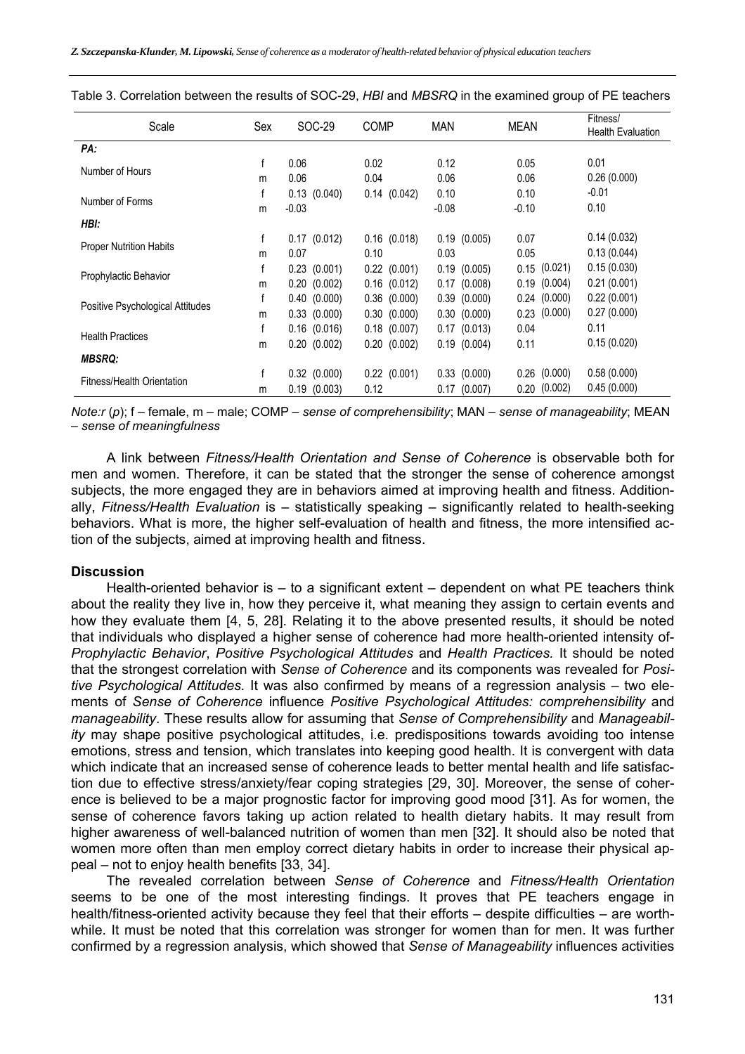Table 3. Correlation between the results of SOC-29, *HBI* and *MBSRQ* in the examined group of PE teachers

| Scale | Sex | SOC-29 | COMP | MAN | MEAN | Fitness/ Health Evaluation |
|---|---|---|---|---|---|---|
| ***PA:*** | | | | | | |
| Number of Hours | f | 0.06 | 0.02 | 0.12 | 0.05 | 0.01 |
| | m | 0.06 | 0.04 | 0.06 | 0.06 | 0.26 (0.000) |
| Number of Forms | f | 0.13 (0.040) | 0.14 (0.042) | 0.10 | 0.10 | -0.01 |
| | m | -0.03 | | -0.08 | -0.10 | 0.10 |
| ***HBI:*** | | | | | | |
| Proper Nutrition Habits | f | 0.17 (0.012) | 0.16 (0.018) | 0.19 (0.005) | 0.07 | 0.14 (0.032) |
| | m | 0.07 | 0.10 | 0.03 | 0.05 | 0.13 (0.044) |
| Prophylactic Behavior | f | 0.23 (0.001) | 0.22 (0.001) | 0.19 (0.005) | 0.15 (0.021) | 0.15 (0.030) |
| | m | 0.20 (0.002) | 0.16 (0.012) | 0.17 (0.008) | 0.19 (0.004) | 0.21 (0.001) |
| Positive Psychological Attitudes | f | 0.40 (0.000) | 0.36 (0.000) | 0.39 (0.000) | 0.24 (0.000) | 0.22 (0.001) |
| | m | 0.33 (0.000) | 0.30 (0.000) | 0.30 (0.000) | 0.23 (0.000) | 0.27 (0.000) |
| Health Practices | f | 0.16 (0.016) | 0.18 (0.007) | 0.17 (0.013) | 0.04 | 0.11 |
| | m | 0.20 (0.002) | 0.20 (0.002) | 0.19 (0.004) | 0.11 | 0.15 (0.020) |
| ***MBSRQ:*** | | | | | | |
| Fitness/Health Orientation | f | 0.32 (0.000) | 0.22 (0.001) | 0.33 (0.000) | 0.26 (0.000) | 0.58 (0.000) |
| | m | 0.19 (0.003) | 0.12 | 0.17 (0.007) | 0.20 (0.002) | 0.45 (0.000) |

*Note:r* (*p*); f – female, m – male; COMP – *sense of comprehensibility*; MAN – *sense of manageability*; MEAN – *sense of meaningfulness*

A link between *Fitness/Health Orientation and Sense of Coherence* is observable both for men and women. Therefore, it can be stated that the stronger the sense of coherence amongst subjects, the more engaged they are in behaviors aimed at improving health and fitness. Additionally, *Fitness/Health Evaluation* is – statistically speaking – significantly related to health-seeking behaviors. What is more, the higher self-evaluation of health and fitness, the more intensified action of the subjects, aimed at improving health and fitness.

## Discussion

Health-oriented behavior is – to a significant extent – dependent on what PE teachers think about the reality they live in, how they perceive it, what meaning they assign to certain events and how they evaluate them [4, 5, 28]. Relating it to the above presented results, it should be noted that individuals who displayed a higher sense of coherence had more health-oriented intensity of-*Prophylactic Behavior*, *Positive Psychological Attitudes* and *Health Practices.* It should be noted that the strongest correlation with *Sense of Coherence* and its components was revealed for *Positive Psychological Attitudes.* It was also confirmed by means of a regression analysis – two elements of *Sense of Coherence* influence *Positive Psychological Attitudes: comprehensibility* and *manageability*. These results allow for assuming that *Sense of Comprehensibility* and *Manageability* may shape positive psychological attitudes, i.e. predispositions towards avoiding too intense emotions, stress and tension, which translates into keeping good health. It is convergent with data which indicate that an increased sense of coherence leads to better mental health and life satisfaction due to effective stress/anxiety/fear coping strategies [29, 30]. Moreover, the sense of coherence is believed to be a major prognostic factor for improving good mood [31]. As for women, the sense of coherence favors taking up action related to health dietary habits. It may result from higher awareness of well-balanced nutrition of women than men [32]. It should also be noted that women more often than men employ correct dietary habits in order to increase their physical appeal – not to enjoy health benefits [33, 34].

The revealed correlation between *Sense of Coherence* and *Fitness/Health Orientation* seems to be one of the most interesting findings. It proves that PE teachers engage in health/fitness-oriented activity because they feel that their efforts – despite difficulties – are worthwhile. It must be noted that this correlation was stronger for women than for men. It was further confirmed by a regression analysis, which showed that *Sense of Manageability* influences activities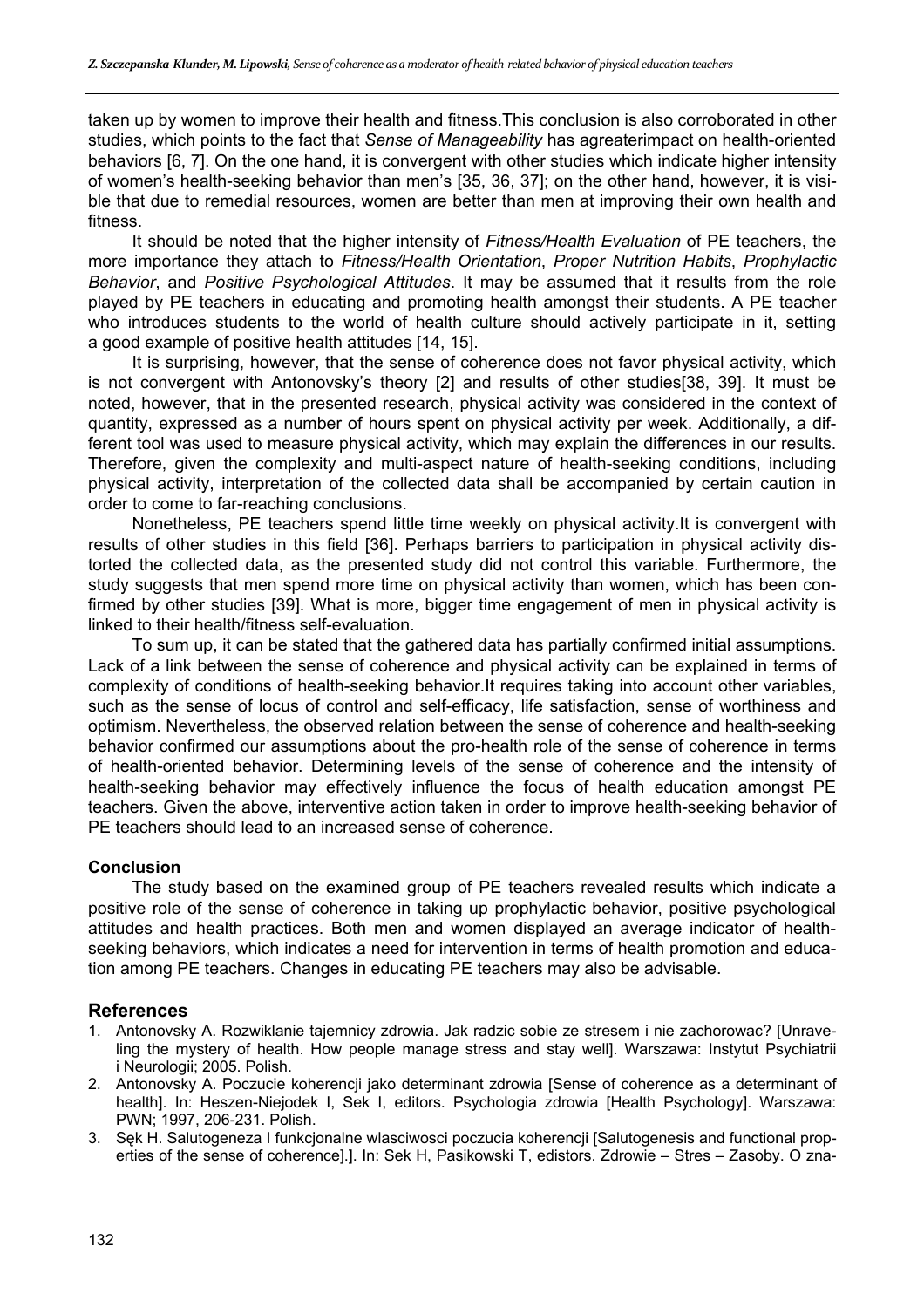taken up by women to improve their health and fitness.This conclusion is also corroborated in other studies, which points to the fact that *Sense of Manageability* has agreaterimpact on health-oriented behaviors [6, 7]. On the one hand, it is convergent with other studies which indicate higher intensity of women's health-seeking behavior than men's [35, 36, 37]; on the other hand, however, it is visible that due to remedial resources, women are better than men at improving their own health and fitness.

It should be noted that the higher intensity of *Fitness/Health Evaluation* of PE teachers, the more importance they attach to *Fitness/Health Orientation*, *Proper Nutrition Habits*, *Prophylactic Behavior*, and *Positive Psychological Attitudes*. It may be assumed that it results from the role played by PE teachers in educating and promoting health amongst their students. A PE teacher who introduces students to the world of health culture should actively participate in it, setting a good example of positive health attitudes [14, 15].

It is surprising, however, that the sense of coherence does not favor physical activity, which is not convergent with Antonovsky's theory [2] and results of other studies[38, 39]. It must be noted, however, that in the presented research, physical activity was considered in the context of quantity, expressed as a number of hours spent on physical activity per week. Additionally, a different tool was used to measure physical activity, which may explain the differences in our results. Therefore, given the complexity and multi-aspect nature of health-seeking conditions, including physical activity, interpretation of the collected data shall be accompanied by certain caution in order to come to far-reaching conclusions.

Nonetheless, PE teachers spend little time weekly on physical activity.It is convergent with results of other studies in this field [36]. Perhaps barriers to participation in physical activity distorted the collected data, as the presented study did not control this variable. Furthermore, the study suggests that men spend more time on physical activity than women, which has been confirmed by other studies [39]. What is more, bigger time engagement of men in physical activity is linked to their health/fitness self-evaluation.

To sum up, it can be stated that the gathered data has partially confirmed initial assumptions. Lack of a link between the sense of coherence and physical activity can be explained in terms of complexity of conditions of health-seeking behavior.It requires taking into account other variables, such as the sense of locus of control and self-efficacy, life satisfaction, sense of worthiness and optimism. Nevertheless, the observed relation between the sense of coherence and health-seeking behavior confirmed our assumptions about the pro-health role of the sense of coherence in terms of health-oriented behavior. Determining levels of the sense of coherence and the intensity of health-seeking behavior may effectively influence the focus of health education amongst PE teachers. Given the above, interventive action taken in order to improve health-seeking behavior of PE teachers should lead to an increased sense of coherence.

### Conclusion

The study based on the examined group of PE teachers revealed results which indicate a positive role of the sense of coherence in taking up prophylactic behavior, positive psychological attitudes and health practices. Both men and women displayed an average indicator of health-seeking behaviors, which indicates a need for intervention in terms of health promotion and education among PE teachers. Changes in educating PE teachers may also be advisable.

## References

1. Antonovsky A. Rozwiklanie tajemnicy zdrowia. Jak radzic sobie ze stresem i nie zachorowac? [Unraveling the mystery of health. How people manage stress and stay well]. Warszawa: Instytut Psychiatrii i Neurologii; 2005. Polish.
2. Antonovsky A. Poczucie koherencji jako determinant zdrowia [Sense of coherence as a determinant of health]. In: Heszen-Niejodek I, Sek I, editors. Psychologia zdrowia [Health Psychology]. Warszawa: PWN; 1997, 206-231. Polish.
3. Sęk H. Salutogeneza I funkcjonalne wlasciwosci poczucia koherencji [Salutogenesis and functional properties of the sense of coherence].]. In: Sek H, Pasikowski T, edistors. Zdrowie – Stres – Zasoby. O zna-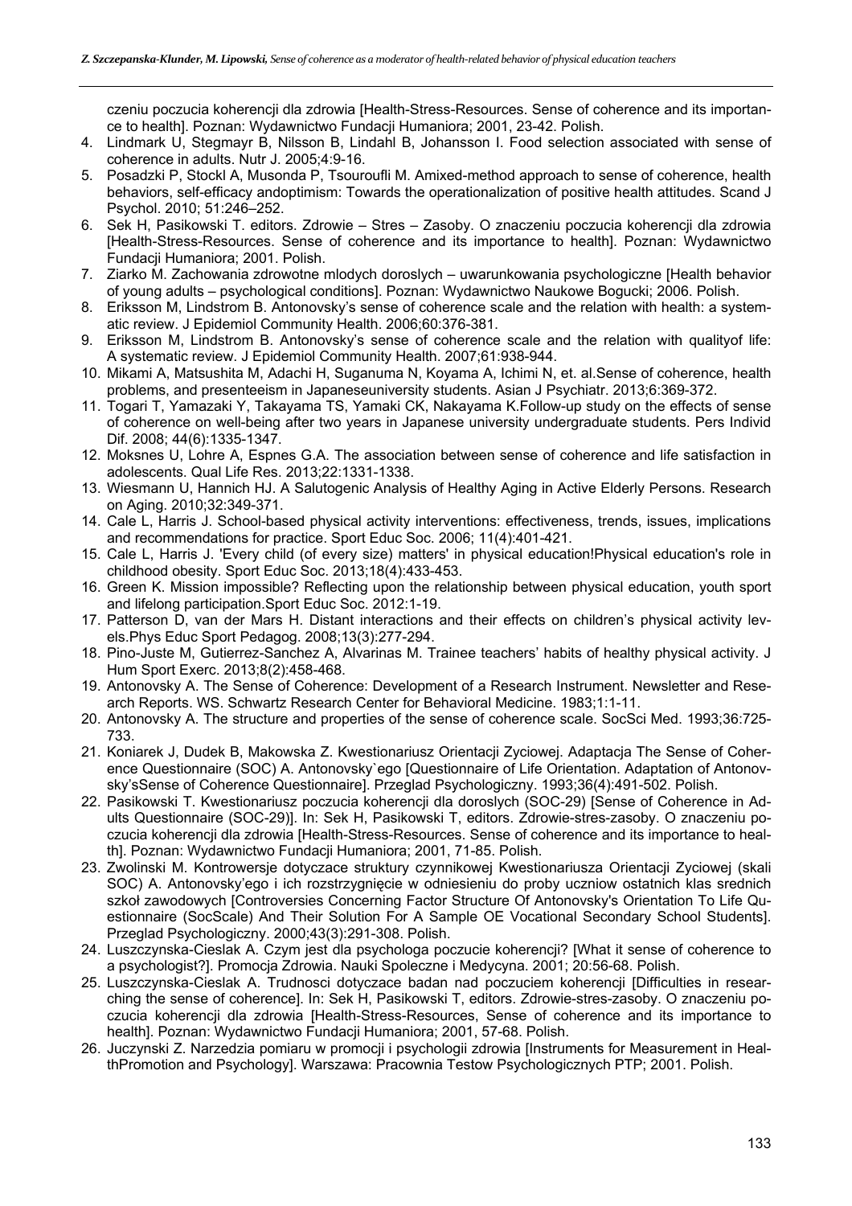czeniu poczucia koherencji dla zdrowia [Health-Stress-Resources. Sense of coherence and its importance to health]. Poznan: Wydawnictwo Fundacji Humaniora; 2001, 23-42. Polish.

4. Lindmark U, Stegmayr B, Nilsson B, Lindahl B, Johansson I. Food selection associated with sense of coherence in adults. Nutr J. 2005;4:9-16.
5. Posadzki P, Stockl A, Musonda P, Tsouroufli M. Amixed-method approach to sense of coherence, health behaviors, self-efficacy andoptimism: Towards the operationalization of positive health attitudes. Scand J Psychol. 2010; 51:246–252.
6. Sek H, Pasikowski T. editors. Zdrowie – Stres – Zasoby. O znaczeniu poczucia koherencji dla zdrowia [Health-Stress-Resources. Sense of coherence and its importance to health]. Poznan: Wydawnictwo Fundacji Humaniora; 2001. Polish.
7. Ziarko M. Zachowania zdrowotne mlodych doroslych – uwarunkowania psychologiczne [Health behavior of young adults – psychological conditions]. Poznan: Wydawnictwo Naukowe Bogucki; 2006. Polish.
8. Eriksson M, Lindstrom B. Antonovsky's sense of coherence scale and the relation with health: a systematic review. J Epidemiol Community Health. 2006;60:376-381.
9. Eriksson M, Lindstrom B. Antonovsky's sense of coherence scale and the relation with qualityof life: A systematic review. J Epidemiol Community Health. 2007;61:938-944.
10. Mikami A, Matsushita M, Adachi H, Suganuma N, Koyama A, Ichimi N, et. al.Sense of coherence, health problems, and presenteeism in Japaneseuniversity students. Asian J Psychiatr. 2013;6:369-372.
11. Togari T, Yamazaki Y, Takayama TS, Yamaki CK, Nakayama K.Follow-up study on the effects of sense of coherence on well-being after two years in Japanese university undergraduate students. Pers Individ Dif. 2008; 44(6):1335-1347.
12. Moksnes U, Lohre A, Espnes G.A. The association between sense of coherence and life satisfaction in adolescents. Qual Life Res. 2013;22:1331-1338.
13. Wiesmann U, Hannich HJ. A Salutogenic Analysis of Healthy Aging in Active Elderly Persons. Research on Aging. 2010;32:349-371.
14. Cale L, Harris J. School-based physical activity interventions: effectiveness, trends, issues, implications and recommendations for practice. Sport Educ Soc. 2006; 11(4):401-421.
15. Cale L, Harris J. 'Every child (of every size) matters' in physical education!Physical education's role in childhood obesity. Sport Educ Soc. 2013;18(4):433-453.
16. Green K. Mission impossible? Reflecting upon the relationship between physical education, youth sport and lifelong participation.Sport Educ Soc. 2012:1-19.
17. Patterson D, van der Mars H. Distant interactions and their effects on children's physical activity levels.Phys Educ Sport Pedagog. 2008;13(3):277-294.
18. Pino-Juste M, Gutierrez-Sanchez A, Alvarinas M. Trainee teachers' habits of healthy physical activity. J Hum Sport Exerc. 2013;8(2):458-468.
19. Antonovsky A. The Sense of Coherence: Development of a Research Instrument. Newsletter and Research Reports. WS. Schwartz Research Center for Behavioral Medicine. 1983;1:1-11.
20. Antonovsky A. The structure and properties of the sense of coherence scale. SocSci Med. 1993;36:725-733.
21. Koniarek J, Dudek B, Makowska Z. Kwestionariusz Orientacji Zyciowej. Adaptacja The Sense of Coherence Questionnaire (SOC) A. Antonovsky`ego [Questionnaire of Life Orientation. Adaptation of Antonovsky'sSense of Coherence Questionnaire]. Przeglad Psychologiczny. 1993;36(4):491-502. Polish.
22. Pasikowski T. Kwestionariusz poczucia koherencji dla doroslych (SOC-29) [Sense of Coherence in Adults Questionnaire (SOC-29)]. In: Sek H, Pasikowski T, editors. Zdrowie-stres-zasoby. O znaczeniu poczucia koherencji dla zdrowia [Health-Stress-Resources. Sense of coherence and its importance to health]. Poznan: Wydawnictwo Fundacji Humaniora; 2001, 71-85. Polish.
23. Zwolinski M. Kontrowersje dotyczace struktury czynnikowej Kwestionariusza Orientacji Zyciowej (skali SOC) A. Antonovsky'ego i ich rozstrzygnięcie w odniesieniu do proby uczniow ostatnich klas srednich szkoł zawodowych [Controversies Concerning Factor Structure Of Antonovsky's Orientation To Life Questionnaire (SocScale) And Their Solution For A Sample OE Vocational Secondary School Students]. Przeglad Psychologiczny. 2000;43(3):291-308. Polish.
24. Luszczynska-Cieslak A. Czym jest dla psychologa poczucie koherencji? [What it sense of coherence to a psychologist?]. Promocja Zdrowia. Nauki Spoleczne i Medycyna. 2001; 20:56-68. Polish.
25. Luszczynska-Cieslak A. Trudnosci dotyczace badan nad poczuciem koherencji [Difficulties in researching the sense of coherence]. In: Sek H, Pasikowski T, editors. Zdrowie-stres-zasoby. O znaczeniu poczucia koherencji dla zdrowia [Health-Stress-Resources, Sense of coherence and its importance to health]. Poznan: Wydawnictwo Fundacji Humaniora; 2001, 57-68. Polish.
26. Juczynski Z. Narzedzia pomiaru w promocji i psychologii zdrowia [Instruments for Measurement in HealthPromotion and Psychology]. Warszawa: Pracownia Testow Psychologicznych PTP; 2001. Polish.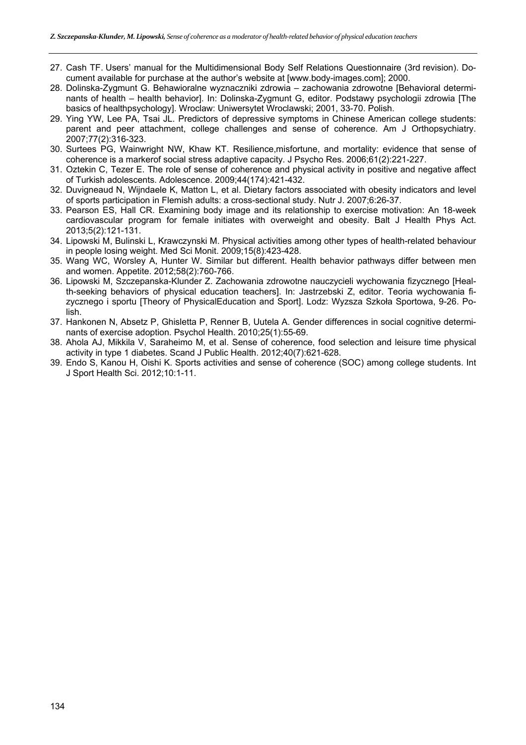27. Cash TF. Users' manual for the Multidimensional Body Self Relations Questionnaire (3rd revision). Document available for purchase at the author's website at [www.body-images.com]; 2000.
28. Dolinska-Zygmunt G. Behawioralne wyznaczniki zdrowia – zachowania zdrowotne [Behavioral determinants of health – health behavior]. In: Dolinska-Zygmunt G, editor. Podstawy psychologii zdrowia [The basics of healthpsychology]. Wroclaw: Uniwersytet Wroclawski; 2001, 33-70. Polish.
29. Ying YW, Lee PA, Tsai JL. Predictors of depressive symptoms in Chinese American college students: parent and peer attachment, college challenges and sense of coherence. Am J Orthopsychiatry. 2007;77(2):316-323.
30. Surtees PG, Wainwright NW, Khaw KT. Resilience,misfortune, and mortality: evidence that sense of coherence is a markerof social stress adaptive capacity. J Psycho Res. 2006;61(2):221-227.
31. Oztekin C, Tezer E. The role of sense of coherence and physical activity in positive and negative affect of Turkish adolescents. Adolescence. 2009;44(174):421-432.
32. Duvigneaud N, Wijndaele K, Matton L, et al. Dietary factors associated with obesity indicators and level of sports participation in Flemish adults: a cross-sectional study. Nutr J. 2007;6:26-37.
33. Pearson ES, Hall CR. Examining body image and its relationship to exercise motivation: An 18-week cardiovascular program for female initiates with overweight and obesity. Balt J Health Phys Act. 2013;5(2):121-131.
34. Lipowski M, Bulinski L, Krawczynski M. Physical activities among other types of health-related behaviour in people losing weight. Med Sci Monit. 2009;15(8):423-428.
35. Wang WC, Worsley A, Hunter W. Similar but different. Health behavior pathways differ between men and women. Appetite. 2012;58(2):760-766.
36. Lipowski M, Szczepanska-Klunder Z. Zachowania zdrowotne nauczycieli wychowania fizycznego [Health-seeking behaviors of physical education teachers]. In: Jastrzebski Z, editor. Teoria wychowania fizycznego i sportu [Theory of PhysicalEducation and Sport]. Lodz: Wyzsza Szkoła Sportowa, 9-26. Polish.
37. Hankonen N, Absetz P, Ghisletta P, Renner B, Uutela A. Gender differences in social cognitive determinants of exercise adoption. Psychol Health. 2010;25(1):55-69.
38. Ahola AJ, Mikkila V, Saraheimo M, et al. Sense of coherence, food selection and leisure time physical activity in type 1 diabetes. Scand J Public Health. 2012;40(7):621-628.
39. Endo S, Kanou H, Oishi K. Sports activities and sense of coherence (SOC) among college students. Int J Sport Health Sci. 2012;10:1-11.